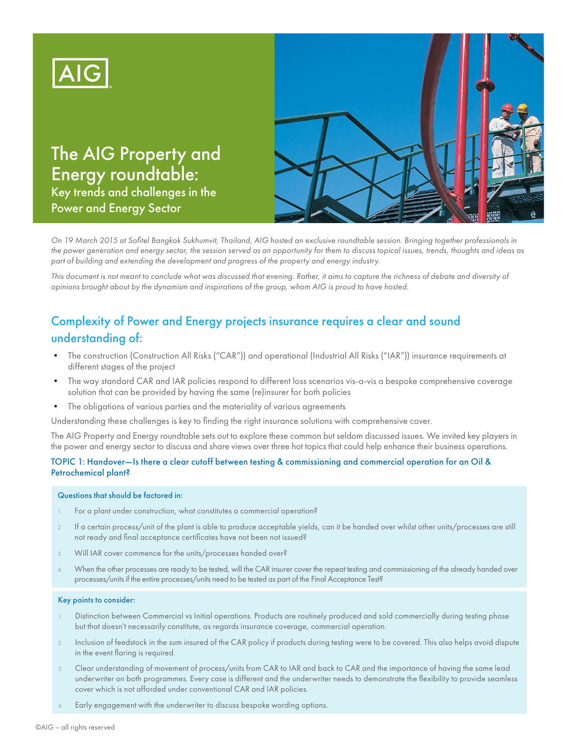AIG

# The AIG Property and Energy roundtable:

## Key trends and challenges in the Power and Energy Sector

*On 19 March 2015 at Sofitel Bangkok Sukhumvit, Thailand, AIG hosted an exclusive roundtable session. Bringing together professionals in the power generation and energy sector, the session served as an opportunity for them to discuss topical issues, trends, thoughts and ideas as part of building and extending the development and progress of the property and energy industry.*

*This document is not meant to conclude what was discussed that evening. Rather, it aims to capture the richness of debate and diversity of opinions brought about by the dynamism and inspirations of the group, whom AIG is proud to have hosted.*

## Complexity of Power and Energy projects insurance requires a clear and sound understanding of:

- The construction (Construction All Risks ("CAR")) and operational (Industrial All Risks ("IAR")) insurance requirements at different stages of the project
- The way standard CAR and IAR policies respond to different loss scenarios vis-a-vis a bespoke comprehensive coverage solution that can be provided by having the same (re)insurer for both policies
- The obligations of various parties and the materiality of various agreements

Understanding these challenges is key to finding the right insurance solutions with comprehensive cover.

The AIG Property and Energy roundtable sets out to explore these common but seldom discussed issues. We invited key players in the power and energy sector to discuss and share views over three hot topics that could help enhance their business operations.

### TOPIC 1: Handover—Is there a clear cutoff between testing & commissioning and commercial operation for an Oil & Petrochemical plant?

#### Questions that should be factored in:

1. For a plant under construction, what constitutes a commercial operation?
2. If a certain process/unit of the plant is able to produce acceptable yields, can it be handed over whilst other units/processes are still not ready and final acceptance certificates have not been not issued?
3. Will IAR cover commence for the units/processes handed over?
4. When the other processes are ready to be tested, will the CAR insurer cover the repeat testing and commissioning of the already handed over processes/units if the entire processes/units need to be tested as part of the Final Acceptance Test?

#### Key points to consider:

1. Distinction between Commercial vs Initial operations. Products are routinely produced and sold commercially during testing phase but that doesn't necessarily constitute, as regards insurance coverage, commercial operation.
2. Inclusion of feedstock in the sum insured of the CAR policy if products during testing were to be covered. This also helps avoid dispute in the event flaring is required.
3. Clear understanding of movement of process/units from CAR to IAR and back to CAR and the importance of having the same lead underwriter on both programmes. Every case is different and the underwriter needs to demonstrate the flexibility to provide seamless cover which is not afforded under conventional CAR and IAR policies.
4. Early engagement with the underwriter to discuss bespoke wording options.

©AIG – all rights reserved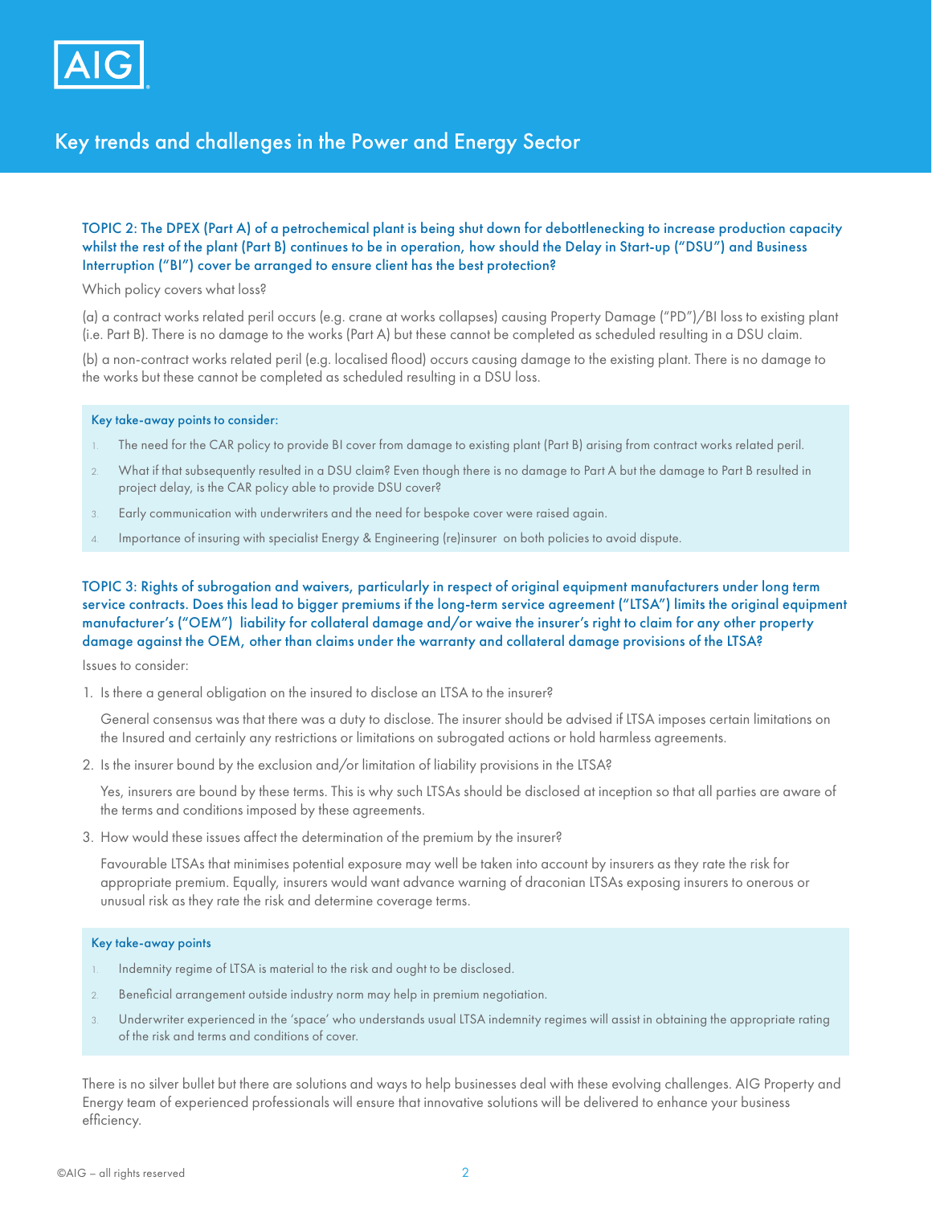# Key trends and challenges in the Power and Energy Sector

### TOPIC 2: The DPEX (Part A) of a petrochemical plant is being shut down for debottlenecking to increase production capacity whilst the rest of the plant (Part B) continues to be in operation, how should the Delay in Start-up ("DSU") and Business Interruption ("BI") cover be arranged to ensure client has the best protection?

Which policy covers what loss?

(a) a contract works related peril occurs (e.g. crane at works collapses) causing Property Damage ("PD")/BI loss to existing plant (i.e. Part B). There is no damage to the works (Part A) but these cannot be completed as scheduled resulting in a DSU claim.

(b) a non-contract works related peril (e.g. localised flood) occurs causing damage to the existing plant. There is no damage to the works but these cannot be completed as scheduled resulting in a DSU loss.

**Key take-away points to consider:**

1. The need for the CAR policy to provide BI cover from damage to existing plant (Part B) arising from contract works related peril.
2. What if that subsequently resulted in a DSU claim? Even though there is no damage to Part A but the damage to Part B resulted in project delay, is the CAR policy able to provide DSU cover?
3. Early communication with underwriters and the need for bespoke cover were raised again.
4. Importance of insuring with specialist Energy & Engineering (re)insurer on both policies to avoid dispute.

### TOPIC 3: Rights of subrogation and waivers, particularly in respect of original equipment manufacturers under long term service contracts. Does this lead to bigger premiums if the long-term service agreement ("LTSA") limits the original equipment manufacturer's ("OEM") liability for collateral damage and/or waive the insurer's right to claim for any other property damage against the OEM, other than claims under the warranty and collateral damage provisions of the LTSA?

Issues to consider:

1. Is there a general obligation on the insured to disclose an LTSA to the insurer?

   General consensus was that there was a duty to disclose. The insurer should be advised if LTSA imposes certain limitations on the Insured and certainly any restrictions or limitations on subrogated actions or hold harmless agreements.

2. Is the insurer bound by the exclusion and/or limitation of liability provisions in the LTSA?

   Yes, insurers are bound by these terms. This is why such LTSAs should be disclosed at inception so that all parties are aware of the terms and conditions imposed by these agreements.

3. How would these issues affect the determination of the premium by the insurer?

   Favourable LTSAs that minimises potential exposure may well be taken into account by insurers as they rate the risk for appropriate premium. Equally, insurers would want advance warning of draconian LTSAs exposing insurers to onerous or unusual risk as they rate the risk and determine coverage terms.

**Key take-away points**

1. Indemnity regime of LTSA is material to the risk and ought to be disclosed.
2. Beneficial arrangement outside industry norm may help in premium negotiation.
3. Underwriter experienced in the 'space' who understands usual LTSA indemnity regimes will assist in obtaining the appropriate rating of the risk and terms and conditions of cover.

There is no silver bullet but there are solutions and ways to help businesses deal with these evolving challenges. AIG Property and Energy team of experienced professionals will ensure that innovative solutions will be delivered to enhance your business efficiency.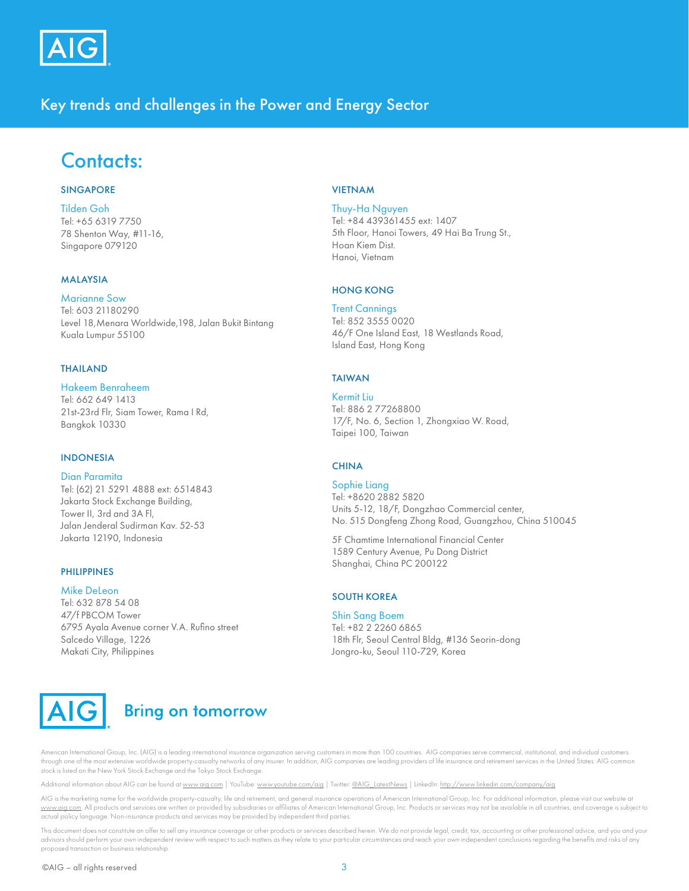AIG

Key trends and challenges in the Power and Energy Sector

## Contacts:

### SINGAPORE

Tilden Goh
Tel: +65 6319 7750
78 Shenton Way, #11-16,
Singapore 079120

### MALAYSIA

Marianne Sow
Tel: 603 21180290
Level 18, Menara Worldwide,198, Jalan Bukit Bintang
Kuala Lumpur 55100

### THAILAND

Hakeem Benraheem
Tel: 662 649 1413
21st-23rd Flr, Siam Tower, Rama I Rd,
Bangkok 10330

### INDONESIA

Dian Paramita
Tel: (62) 21 5291 4888 ext: 6514843
Jakarta Stock Exchange Building,
Tower II, 3rd and 3A Fl,
Jalan Jenderal Sudirman Kav. 52-53
Jakarta 12190, Indonesia

### PHILIPPINES

Mike DeLeon
Tel: 632 878 54 08
47/f PBCOM Tower
6795 Ayala Avenue corner V.A. Rufino street
Salcedo Village, 1226
Makati City, Philippines

### VIETNAM

Thuy-Ha Nguyen
Tel: +84 439361455 ext: 1407
5th Floor, Hanoi Towers, 49 Hai Ba Trung St.,
Hoan Kiem Dist.
Hanoi, Vietnam

### HONG KONG

Trent Cannings
Tel: 852 3555 0020
46/F One Island East, 18 Westlands Road,
Island East, Hong Kong

### TAIWAN

Kermit Liu
Tel: 886 2 77268800
17/F, No. 6, Section 1, Zhongxiao W. Road,
Taipei 100, Taiwan

### CHINA

Sophie Liang
Tel: +8620 2882 5820
Units 5-12, 18/F, Dongzhao Commercial center,
No. 515 Dongfeng Zhong Road, Guangzhou, China 510045

5F Chamtime International Financial Center
1589 Century Avenue, Pu Dong District
Shanghai, China PC 200122

### SOUTH KOREA

Shin Sang Boem
Tel: +82 2 2260 6865
18th Flr, Seoul Central Bldg, #136 Seorin-dong
Jongro-ku, Seoul 110-729, Korea

AIG **Bring on tomorrow**

American International Group, Inc. (AIG) is a leading international insurance organization serving customers in more than 100 countries. AIG companies serve commercial, institutional, and individual customers through one of the most extensive worldwide property-casualty networks of any insurer. In addition, AIG companies are leading providers of life insurance and retirement services in the United States. AIG common stock is listed on the New York Stock Exchange and the Tokyo Stock Exchange.

Additional information about AIG can be found at www.aig.com | YouTube: www.youtube.com/aig | Twitter: @AIG_LatestNews | LinkedIn: http://www.linkedin.com/company/aig

AIG is the marketing name for the worldwide property-casualty, life and retirement, and general insurance operations of American International Group, Inc. For additional information, please visit our website at www.aig.com. All products and services are written or provided by subsidiaries or affiliates of American International Group, Inc. Products or services may not be available in all countries, and coverage is subject to actual policy language. Non-insurance products and services may be provided by independent third parties.

This document does not constitute an offer to sell any insurance coverage or other products or services described herein. We do not provide legal, credit, tax, accounting or other professional advice, and you and your advisors should perform your own independent review with respect to such matters as they relate to your particular circumstances and reach your own independent conclusions regarding the benefits and risks of any proposed transaction or business relationship.

©AIG – all rights reserved